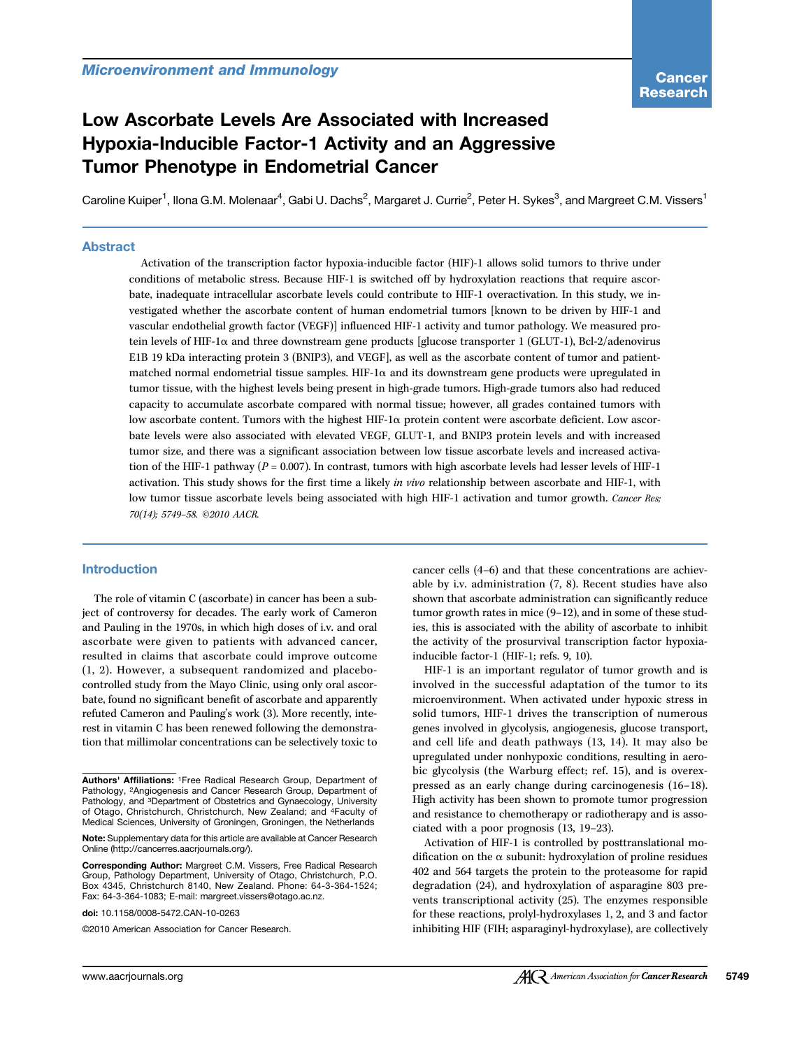Microenvironment and Immunology

# Low Ascorbate Levels Are Associated with Increased Hypoxia-Inducible Factor-1 Activity and an Aggressive Tumor Phenotype in Endometrial Cancer

Caroline Kuiper[1], Ilona G.M. Molenaar[4], Gabi U. Dachs[2], Margaret J. Currie[2], Peter H. Sykes[3], and Margreet C.M. Vissers[1]

## Abstract

Activation of the transcription factor hypoxia-inducible factor (HIF)-1 allows solid tumors to thrive under conditions of metabolic stress. Because HIF-1 is switched off by hydroxylation reactions that require ascorbate, inadequate intracellular ascorbate levels could contribute to HIF-1 overactivation. In this study, we investigated whether the ascorbate content of human endometrial tumors [known to be driven by HIF-1 and vascular endothelial growth factor (VEGF)] influenced HIF-1 activity and tumor pathology. We measured protein levels of HIF-1α and three downstream gene products [glucose transporter 1 (GLUT-1), Bcl-2/adenovirus E1B 19 kDa interacting protein 3 (BNIP3), and VEGF], as well as the ascorbate content of tumor and patient-matched normal endometrial tissue samples. HIF-1α and its downstream gene products were upregulated in tumor tissue, with the highest levels being present in high-grade tumors. High-grade tumors also had reduced capacity to accumulate ascorbate compared with normal tissue; however, all grades contained tumors with low ascorbate content. Tumors with the highest HIF-1α protein content were ascorbate deficient. Low ascorbate levels were also associated with elevated VEGF, GLUT-1, and BNIP3 protein levels and with increased tumor size, and there was a significant association between low tissue ascorbate levels and increased activation of the HIF-1 pathway ($P = 0.007$). In contrast, tumors with high ascorbate levels had lesser levels of HIF-1 activation. This study shows for the first time a likely *in vivo* relationship between ascorbate and HIF-1, with low tumor tissue ascorbate levels being associated with high HIF-1 activation and tumor growth. *Cancer Res; 70(14); 5749–58. ©2010 AACR.*

## Introduction

The role of vitamin C (ascorbate) in cancer has been a subject of controversy for decades. The early work of Cameron and Pauling in the 1970s, in which high doses of i.v. and oral ascorbate were given to patients with advanced cancer, resulted in claims that ascorbate could improve outcome (1, 2). However, a subsequent randomized and placebo-controlled study from the Mayo Clinic, using only oral ascorbate, found no significant benefit of ascorbate and apparently refuted Cameron and Pauling's work (3). More recently, interest in vitamin C has been renewed following the demonstration that millimolar concentrations can be selectively toxic to cancer cells (4–6) and that these concentrations are achievable by i.v. administration (7, 8). Recent studies have also shown that ascorbate administration can significantly reduce tumor growth rates in mice (9–12), and in some of these studies, this is associated with the ability of ascorbate to inhibit the activity of the prosurvival transcription factor hypoxia-inducible factor-1 (HIF-1; refs. 9, 10).

HIF-1 is an important regulator of tumor growth and is involved in the successful adaptation of the tumor to its microenvironment. When activated under hypoxic stress in solid tumors, HIF-1 drives the transcription of numerous genes involved in glycolysis, angiogenesis, glucose transport, and cell life and death pathways (13, 14). It may also be upregulated under nonhypoxic conditions, resulting in aerobic glycolysis (the Warburg effect; ref. 15), and is overexpressed as an early change during carcinogenesis (16–18). High activity has been shown to promote tumor progression and resistance to chemotherapy or radiotherapy and is associated with a poor prognosis (13, 19–23).

Activation of HIF-1 is controlled by posttranslational modification on the α subunit: hydroxylation of proline residues 402 and 564 targets the protein to the proteasome for rapid degradation (24), and hydroxylation of asparagine 803 prevents transcriptional activity (25). The enzymes responsible for these reactions, prolyl-hydroxylases 1, 2, and 3 and factor inhibiting HIF (FIH; asparaginyl-hydroxylase), are collectively

**Authors' Affiliations:** [1]Free Radical Research Group, Department of Pathology, [2]Angiogenesis and Cancer Research Group, Department of Pathology, and [3]Department of Obstetrics and Gynaecology, University of Otago, Christchurch, Christchurch, New Zealand; and [4]Faculty of Medical Sciences, University of Groningen, Groningen, the Netherlands

**Note:** Supplementary data for this article are available at Cancer Research Online (http://cancerres.aacrjournals.org/).

**Corresponding Author:** Margreet C.M. Vissers, Free Radical Research Group, Pathology Department, University of Otago, Christchurch, P.O. Box 4345, Christchurch 8140, New Zealand. Phone: 64-3-364-1524; Fax: 64-3-364-1083; E-mail: margreet.vissers@otago.ac.nz.

doi: 10.1158/0008-5472.CAN-10-0263

©2010 American Association for Cancer Research.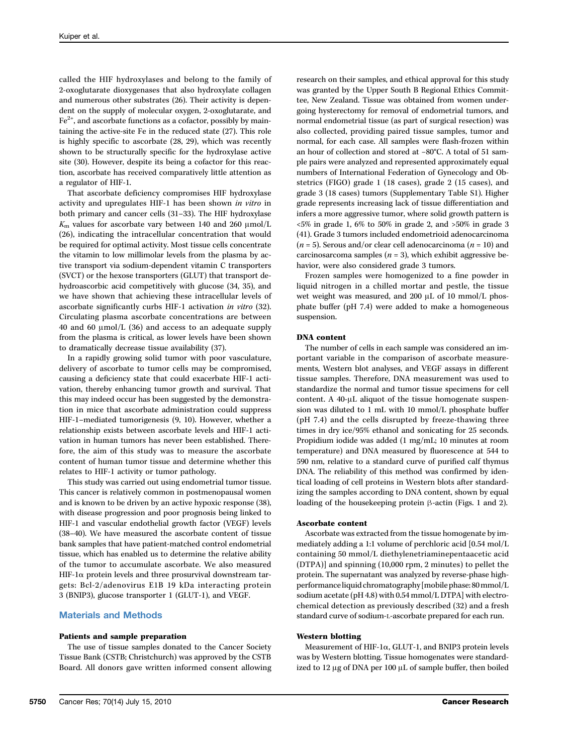called the HIF hydroxylases and belong to the family of 2-oxoglutarate dioxygenases that also hydroxylate collagen and numerous other substrates (26). Their activity is dependent on the supply of molecular oxygen, 2-oxoglutarate, and $Fe^{2+}$, and ascorbate functions as a cofactor, possibly by maintaining the active-site Fe in the reduced state (27). This role is highly specific to ascorbate (28, 29), which was recently shown to be structurally specific for the hydroxylase active site (30). However, despite its being a cofactor for this reaction, ascorbate has received comparatively little attention as a regulator of HIF-1.

That ascorbate deficiency compromises HIF hydroxylase activity and upregulates HIF-1 has been shown *in vitro* in both primary and cancer cells (31–33). The HIF hydroxylase $K_m$ values for ascorbate vary between 140 and 260 μmol/L (26), indicating the intracellular concentration that would be required for optimal activity. Most tissue cells concentrate the vitamin to low millimolar levels from the plasma by active transport via sodium-dependent vitamin C transporters (SVCT) or the hexose transporters (GLUT) that transport dehydroascorbic acid competitively with glucose (34, 35), and we have shown that achieving these intracellular levels of ascorbate significantly curbs HIF-1 activation *in vitro* (32). Circulating plasma ascorbate concentrations are between 40 and 60 μmol/L (36) and access to an adequate supply from the plasma is critical, as lower levels have been shown to dramatically decrease tissue availability (37).

In a rapidly growing solid tumor with poor vasculature, delivery of ascorbate to tumor cells may be compromised, causing a deficiency state that could exacerbate HIF-1 activation, thereby enhancing tumor growth and survival. That this may indeed occur has been suggested by the demonstration in mice that ascorbate administration could suppress HIF-1–mediated tumorigenesis (9, 10). However, whether a relationship exists between ascorbate levels and HIF-1 activation in human tumors has never been established. Therefore, the aim of this study was to measure the ascorbate content of human tumor tissue and determine whether this relates to HIF-1 activity or tumor pathology.

This study was carried out using endometrial tumor tissue. This cancer is relatively common in postmenopausal women and is known to be driven by an active hypoxic response (38), with disease progression and poor prognosis being linked to HIF-1 and vascular endothelial growth factor (VEGF) levels (38–40). We have measured the ascorbate content of tissue bank samples that have patient-matched control endometrial tissue, which has enabled us to determine the relative ability of the tumor to accumulate ascorbate. We also measured HIF-1α protein levels and three prosurvival downstream targets: Bcl-2/adenovirus E1B 19 kDa interacting protein 3 (BNIP3), glucose transporter 1 (GLUT-1), and VEGF.

## Materials and Methods

### Patients and sample preparation

The use of tissue samples donated to the Cancer Society Tissue Bank (CSTB; Christchurch) was approved by the CSTB Board. All donors gave written informed consent allowing research on their samples, and ethical approval for this study was granted by the Upper South B Regional Ethics Committee, New Zealand. Tissue was obtained from women undergoing hysterectomy for removal of endometrial tumors, and normal endometrial tissue (as part of surgical resection) was also collected, providing paired tissue samples, tumor and normal, for each case. All samples were flash-frozen within an hour of collection and stored at −80°C. A total of 51 sample pairs were analyzed and represented approximately equal numbers of International Federation of Gynecology and Obstetrics (FIGO) grade 1 (18 cases), grade 2 (15 cases), and grade 3 (18 cases) tumors (Supplementary Table S1). Higher grade represents increasing lack of tissue differentiation and infers a more aggressive tumor, where solid growth pattern is <5% in grade 1, 6% to 50% in grade 2, and >50% in grade 3 (41). Grade 3 tumors included endometrioid adenocarcinoma ($n = 5$). Serous and/or clear cell adenocarcinoma ($n = 10$) and carcinosarcoma samples ($n = 3$), which exhibit aggressive behavior, were also considered grade 3 tumors.

Frozen samples were homogenized to a fine powder in liquid nitrogen in a chilled mortar and pestle, the tissue wet weight was measured, and 200 μL of 10 mmol/L phosphate buffer (pH 7.4) were added to make a homogeneous suspension.

### DNA content

The number of cells in each sample was considered an important variable in the comparison of ascorbate measurements, Western blot analyses, and VEGF assays in different tissue samples. Therefore, DNA measurement was used to standardize the normal and tumor tissue specimens for cell content. A 40-μL aliquot of the tissue homogenate suspension was diluted to 1 mL with 10 mmol/L phosphate buffer (pH 7.4) and the cells disrupted by freeze-thawing three times in dry ice/95% ethanol and sonicating for 25 seconds. Propidium iodide was added (1 mg/mL; 10 minutes at room temperature) and DNA measured by fluorescence at 544 to 590 nm, relative to a standard curve of purified calf thymus DNA. The reliability of this method was confirmed by identical loading of cell proteins in Western blots after standardizing the samples according to DNA content, shown by equal loading of the housekeeping protein β-actin (Figs. 1 and 2).

### Ascorbate content

Ascorbate was extracted from the tissue homogenate by immediately adding a 1:1 volume of perchloric acid [0.54 mol/L containing 50 mmol/L diethylenetriaminepentaacetic acid (DTPA)] and spinning (10,000 rpm, 2 minutes) to pellet the protein. The supernatant was analyzed by reverse-phase high-performance liquid chromatography [mobile phase: 80 mmol/L sodium acetate (pH 4.8) with 0.54 mmol/L DTPA] with electrochemical detection as previously described (32) and a fresh standard curve of sodium-L-ascorbate prepared for each run.

### Western blotting

Measurement of HIF-1α, GLUT-1, and BNIP3 protein levels was by Western blotting. Tissue homogenates were standardized to 12 μg of DNA per 100 μL of sample buffer, then boiled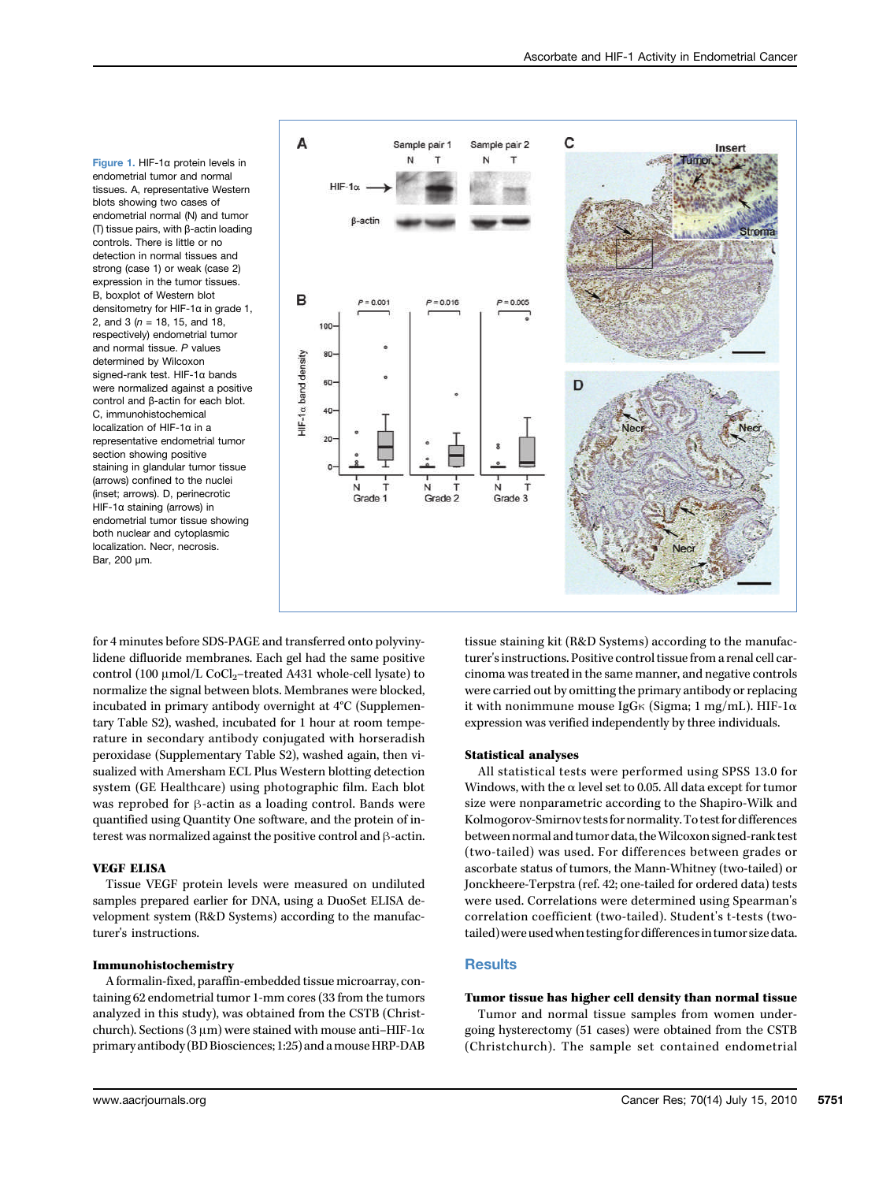A

Sample pair 1 N T

Sample pair 2 N T

HIF-1α

β-actin

B

P = 0.001

P = 0.016

P = 0.005

HIF-1α band density

100

80

60

40

20

0

N T Grade 1

N T Grade 2

N T Grade 3

C

Insert

Tumor

Stroma

D

Necr

Necr

Necr

Figure 1. HIF-1α protein levels in endometrial tumor and normal tissues. A, representative Western blots showing two cases of endometrial normal (N) and tumor (T) tissue pairs, with β-actin loading controls. There is little or no detection in normal tissues and strong (case 1) or weak (case 2) expression in the tumor tissues. B, boxplot of Western blot densitometry for HIF-1α in grade 1, 2, and 3 ($n$ = 18, 15, and 18, respectively) endometrial tumor and normal tissue. $P$ values determined by Wilcoxon signed-rank test. HIF-1α bands were normalized against a positive control and β-actin for each blot. C, immunohistochemical localization of HIF-1α in a representative endometrial tumor section showing positive staining in glandular tumor tissue (arrows) confined to the nuclei (inset; arrows). D, perinecrotic HIF-1α staining (arrows) in endometrial tumor tissue showing both nuclear and cytoplasmic localization. Necr, necrosis. Bar, 200 μm.

for 4 minutes before SDS-PAGE and transferred onto polyvinylidene difluoride membranes. Each gel had the same positive control (100 μmol/L $CoCl_2$–treated A431 whole-cell lysate) to normalize the signal between blots. Membranes were blocked, incubated in primary antibody overnight at 4°C (Supplementary Table S2), washed, incubated for 1 hour at room temperature in secondary antibody conjugated with horseradish peroxidase (Supplementary Table S2), washed again, then visualized with Amersham ECL Plus Western blotting detection system (GE Healthcare) using photographic film. Each blot was reprobed for β-actin as a loading control. Bands were quantified using Quantity One software, and the protein of interest was normalized against the positive control and β-actin.

### VEGF ELISA

Tissue VEGF protein levels were measured on undiluted samples prepared earlier for DNA, using a DuoSet ELISA development system (R&D Systems) according to the manufacturer's instructions.

### Immunohistochemistry

A formalin-fixed, paraffin-embedded tissue microarray, containing 62 endometrial tumor 1-mm cores (33 from the tumors analyzed in this study), was obtained from the CSTB (Christchurch). Sections (3 μm) were stained with mouse anti–HIF-1α primary antibody (BD Biosciences; 1:25) and a mouse HRP-DAB tissue staining kit (R&D Systems) according to the manufacturer's instructions. Positive control tissue from a renal cell carcinoma was treated in the same manner, and negative controls were carried out by omitting the primary antibody or replacing it with nonimmune mouse IgGκ (Sigma; 1 mg/mL). HIF-1α expression was verified independently by three individuals.

### Statistical analyses

All statistical tests were performed using SPSS 13.0 for Windows, with the α level set to 0.05. All data except for tumor size were nonparametric according to the Shapiro-Wilk and Kolmogorov-Smirnov tests for normality. To test for differences between normal and tumor data, the Wilcoxon signed-rank test (two-tailed) was used. For differences between grades or ascorbate status of tumors, the Mann-Whitney (two-tailed) or Jonckheere-Terpstra (ref. 42; one-tailed for ordered data) tests were used. Correlations were determined using Spearman's correlation coefficient (two-tailed). Student's t-tests (two-tailed) were used when testing for differences in tumor size data.

## Results

### Tumor tissue has higher cell density than normal tissue

Tumor and normal tissue samples from women undergoing hysterectomy (51 cases) were obtained from the CSTB (Christchurch). The sample set contained endometrial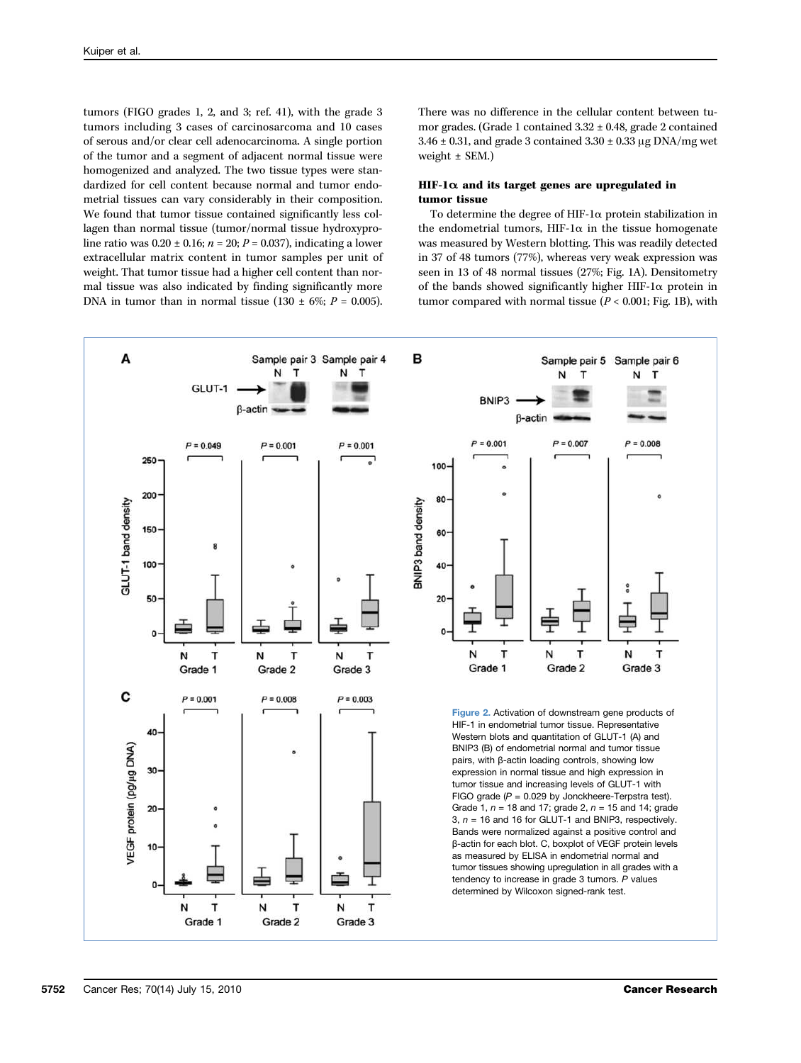tumors (FIGO grades 1, 2, and 3; ref. 41), with the grade 3 tumors including 3 cases of carcinosarcoma and 10 cases of serous and/or clear cell adenocarcinoma. A single portion of the tumor and a segment of adjacent normal tissue were homogenized and analyzed. The two tissue types were standardized for cell content because normal and tumor endometrial tissues can vary considerably in their composition. We found that tumor tissue contained significantly less collagen than normal tissue (tumor/normal tissue hydroxyproline ratio was 0.20 ± 0.16; $n = 20$; $P = 0.037$), indicating a lower extracellular matrix content in tumor samples per unit of weight. That tumor tissue had a higher cell content than normal tissue was also indicated by finding significantly more DNA in tumor than in normal tissue (130 ± 6%; $P = 0.005$). There was no difference in the cellular content between tumor grades. (Grade 1 contained 3.32 ± 0.48, grade 2 contained 3.46 ± 0.31, and grade 3 contained 3.30 ± 0.33 μg DNA/mg wet weight ± SEM.)

### HIF-1α and its target genes are upregulated in tumor tissue

To determine the degree of HIF-1α protein stabilization in the endometrial tumors, HIF-1α in the tissue homogenate was measured by Western blotting. This was readily detected in 37 of 48 tumors (77%), whereas very weak expression was seen in 13 of 48 normal tissues (27%; Fig. 1A). Densitometry of the bands showed significantly higher HIF-1α protein in tumor compared with normal tissue ($P < 0.001$; Fig. 1B), with

A
Sample pair 3 Sample pair 4
N T N T
GLUT-1
β-actin
P = 0.049
P = 0.001
P = 0.001
GLUT-1 band density
0 50 100 150 200 250
N T N T N T
Grade 1 Grade 2 Grade 3

B
Sample pair 5 Sample pair 6
N T N T
BNIP3
β-actin
P = 0.001
P = 0.007
P = 0.008
BNIP3 band density
0 20 40 60 80 100
N T N T N T
Grade 1 Grade 2 Grade 3

C
P = 0.001
P = 0.008
P = 0.003
VEGF protein (pg/μg DNA)
0 10 20 30 40
N T N T N T
Grade 1 Grade 2 Grade 3

Figure 2. Activation of downstream gene products of HIF-1 in endometrial tumor tissue. Representative Western blots and quantitation of GLUT-1 (A) and BNIP3 (B) of endometrial normal and tumor tissue pairs, with β-actin loading controls, showing low expression in normal tissue and high expression in tumor tissue and increasing levels of GLUT-1 with FIGO grade ($P = 0.029$ by Jonckheere-Terpstra test). Grade 1, $n = 18$ and 17; grade 2, $n = 15$ and 14; grade 3, $n = 16$ and 16 for GLUT-1 and BNIP3, respectively. Bands were normalized against a positive control and β-actin for each blot. C, boxplot of VEGF protein levels as measured by ELISA in endometrial normal and tumor tissues showing upregulation in all grades with a tendency to increase in grade 3 tumors. $P$ values determined by Wilcoxon signed-rank test.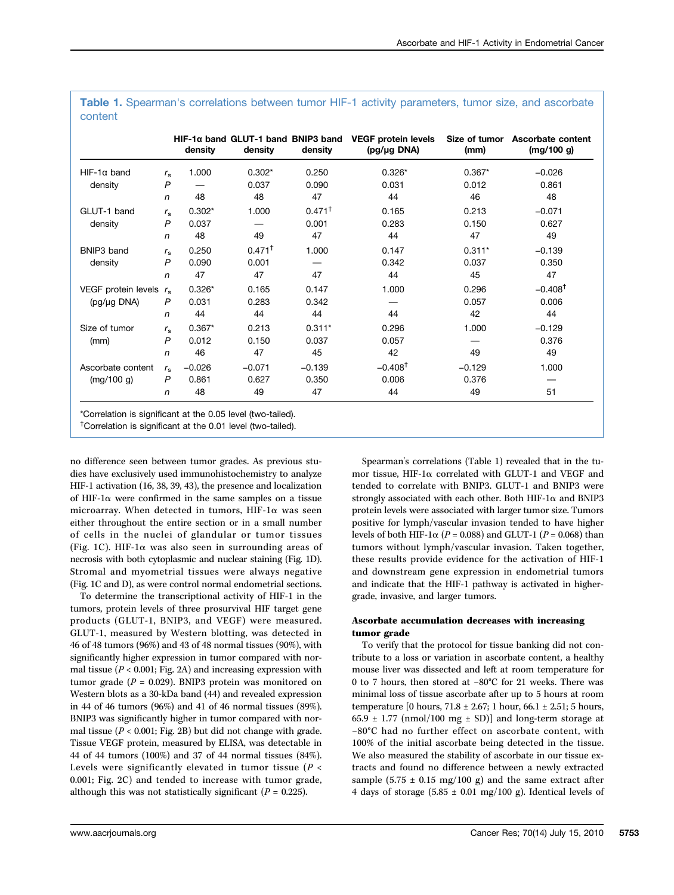**Table 1.** Spearman's correlations between tumor HIF-1 activity parameters, tumor size, and ascorbate content

| | | HIF-1α band density | GLUT-1 band density | BNIP3 band density | VEGF protein levels (pg/μg DNA) | Size of tumor (mm) | Ascorbate content (mg/100 g) |
|---|---|---|---|---|---|---|---|
| HIF-1α band density | $r_s$ | 1.000 | 0.302* | 0.250 | 0.326* | 0.367* | −0.026 |
| | $P$ | — | 0.037 | 0.090 | 0.031 | 0.012 | 0.861 |
| | $n$ | 48 | 48 | 47 | 44 | 46 | 48 |
| GLUT-1 band density | $r_s$ | 0.302* | 1.000 | 0.471† | 0.165 | 0.213 | −0.071 |
| | $P$ | 0.037 | — | 0.001 | 0.283 | 0.150 | 0.627 |
| | $n$ | 48 | 49 | 47 | 44 | 47 | 49 |
| BNIP3 band density | $r_s$ | 0.250 | 0.471† | 1.000 | 0.147 | 0.311* | −0.139 |
| | $P$ | 0.090 | 0.001 | — | 0.342 | 0.037 | 0.350 |
| | $n$ | 47 | 47 | 47 | 44 | 45 | 47 |
| VEGF protein levels (pg/μg DNA) | $r_s$ | 0.326* | 0.165 | 0.147 | 1.000 | 0.296 | −0.408† |
| | $P$ | 0.031 | 0.283 | 0.342 | — | 0.057 | 0.006 |
| | $n$ | 44 | 44 | 44 | 44 | 42 | 44 |
| Size of tumor (mm) | $r_s$ | 0.367* | 0.213 | 0.311* | 0.296 | 1.000 | −0.129 |
| | $P$ | 0.012 | 0.150 | 0.037 | 0.057 | — | 0.376 |
| | $n$ | 46 | 47 | 45 | 42 | 49 | 49 |
| Ascorbate content (mg/100 g) | $r_s$ | −0.026 | −0.071 | −0.139 | −0.408† | −0.129 | 1.000 |
| | $P$ | 0.861 | 0.627 | 0.350 | 0.006 | 0.376 | — |
| | $n$ | 48 | 49 | 47 | 44 | 49 | 51 |

*Correlation is significant at the 0.05 level (two-tailed).
†Correlation is significant at the 0.01 level (two-tailed).

no difference seen between tumor grades. As previous studies have exclusively used immunohistochemistry to analyze HIF-1 activation (16, 38, 39, 43), the presence and localization of HIF-1α were confirmed in the same samples on a tissue microarray. When detected in tumors, HIF-1α was seen either throughout the entire section or in a small number of cells in the nuclei of glandular or tumor tissues (Fig. 1C). HIF-1α was also seen in surrounding areas of necrosis with both cytoplasmic and nuclear staining (Fig. 1D). Stromal and myometrial tissues were always negative (Fig. 1C and D), as were control normal endometrial sections.

To determine the transcriptional activity of HIF-1 in the tumors, protein levels of three prosurvival HIF target gene products (GLUT-1, BNIP3, and VEGF) were measured. GLUT-1, measured by Western blotting, was detected in 46 of 48 tumors (96%) and 43 of 48 normal tissues (90%), with significantly higher expression in tumor compared with normal tissue ($P < 0.001$; Fig. 2A) and increasing expression with tumor grade ($P = 0.029$). BNIP3 protein was monitored on Western blots as a 30-kDa band (44) and revealed expression in 44 of 46 tumors (96%) and 41 of 46 normal tissues (89%). BNIP3 was significantly higher in tumor compared with normal tissue ($P < 0.001$; Fig. 2B) but did not change with grade. Tissue VEGF protein, measured by ELISA, was detectable in 44 of 44 tumors (100%) and 37 of 44 normal tissues (84%). Levels were significantly elevated in tumor tissue ($P < 0.001$; Fig. 2C) and tended to increase with tumor grade, although this was not statistically significant ($P = 0.225$).

Spearman's correlations (Table 1) revealed that in the tumor tissue, HIF-1α correlated with GLUT-1 and VEGF and tended to correlate with BNIP3. GLUT-1 and BNIP3 were strongly associated with each other. Both HIF-1α and BNIP3 protein levels were associated with larger tumor size. Tumors positive for lymph/vascular invasion tended to have higher levels of both HIF-1α ($P = 0.088$) and GLUT-1 ($P = 0.068$) than tumors without lymph/vascular invasion. Taken together, these results provide evidence for the activation of HIF-1 and downstream gene expression in endometrial tumors and indicate that the HIF-1 pathway is activated in higher-grade, invasive, and larger tumors.

### Ascorbate accumulation decreases with increasing tumor grade

To verify that the protocol for tissue banking did not contribute to a loss or variation in ascorbate content, a healthy mouse liver was dissected and left at room temperature for 0 to 7 hours, then stored at −80°C for 21 weeks. There was minimal loss of tissue ascorbate after up to 5 hours at room temperature [0 hours, 71.8 ± 2.67; 1 hour, 66.1 ± 2.51; 5 hours, 65.9 ± 1.77 (nmol/100 mg ± SD)] and long-term storage at −80°C had no further effect on ascorbate content, with 100% of the initial ascorbate being detected in the tissue. We also measured the stability of ascorbate in our tissue extracts and found no difference between a newly extracted sample (5.75 ± 0.15 mg/100 g) and the same extract after 4 days of storage (5.85 ± 0.01 mg/100 g). Identical levels of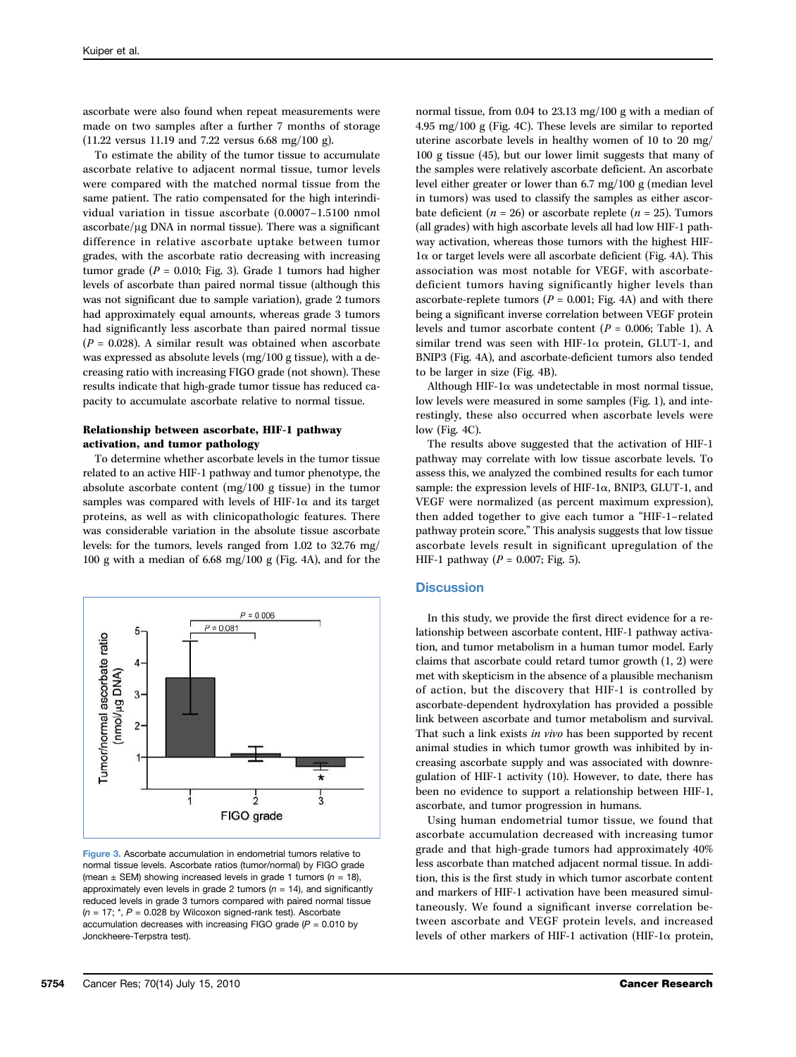ascorbate were also found when repeat measurements were made on two samples after a further 7 months of storage (11.22 versus 11.19 and 7.22 versus 6.68 mg/100 g).

To estimate the ability of the tumor tissue to accumulate ascorbate relative to adjacent normal tissue, tumor levels were compared with the matched normal tissue from the same patient. The ratio compensated for the high interindividual variation in tissue ascorbate (0.0007–1.5100 nmol ascorbate/μg DNA in normal tissue). There was a significant difference in relative ascorbate uptake between tumor grades, with the ascorbate ratio decreasing with increasing tumor grade ($P = 0.010$; Fig. 3). Grade 1 tumors had higher levels of ascorbate than paired normal tissue (although this was not significant due to sample variation), grade 2 tumors had approximately equal amounts, whereas grade 3 tumors had significantly less ascorbate than paired normal tissue ($P = 0.028$). A similar result was obtained when ascorbate was expressed as absolute levels (mg/100 g tissue), with a decreasing ratio with increasing FIGO grade (not shown). These results indicate that high-grade tumor tissue has reduced capacity to accumulate ascorbate relative to normal tissue.

### Relationship between ascorbate, HIF-1 pathway activation, and tumor pathology

To determine whether ascorbate levels in the tumor tissue related to an active HIF-1 pathway and tumor phenotype, the absolute ascorbate content (mg/100 g tissue) in the tumor samples was compared with levels of HIF-1α and its target proteins, as well as with clinicopathologic features. There was considerable variation in the absolute tissue ascorbate levels: for the tumors, levels ranged from 1.02 to 32.76 mg/100 g with a median of 6.68 mg/100 g (Fig. 4A), and for the normal tissue, from 0.04 to 23.13 mg/100 g with a median of 4.95 mg/100 g (Fig. 4C). These levels are similar to reported uterine ascorbate levels in healthy women of 10 to 20 mg/100 g tissue (45), but our lower limit suggests that many of the samples were relatively ascorbate deficient. An ascorbate level either greater or lower than 6.7 mg/100 g (median level in tumors) was used to classify the samples as either ascorbate deficient ($n = 26$) or ascorbate replete ($n = 25$). Tumors (all grades) with high ascorbate levels all had low HIF-1 pathway activation, whereas those tumors with the highest HIF-1α or target levels were all ascorbate deficient (Fig. 4A). This association was most notable for VEGF, with ascorbate-deficient tumors having significantly higher levels than ascorbate-replete tumors ($P = 0.001$; Fig. 4A) and with there being a significant inverse correlation between VEGF protein levels and tumor ascorbate content ($P = 0.006$; Table 1). A similar trend was seen with HIF-1α protein, GLUT-1, and BNIP3 (Fig. 4A), and ascorbate-deficient tumors also tended to be larger in size (Fig. 4B).

Although HIF-1α was undetectable in most normal tissue, low levels were measured in some samples (Fig. 1), and interestingly, these also occurred when ascorbate levels were low (Fig. 4C).

The results above suggested that the activation of HIF-1 pathway may correlate with low tissue ascorbate levels. To assess this, we analyzed the combined results for each tumor sample: the expression levels of HIF-1α, BNIP3, GLUT-1, and VEGF were normalized (as percent maximum expression), then added together to give each tumor a "HIF-1–related pathway protein score." This analysis suggests that low tissue ascorbate levels result in significant upregulation of the HIF-1 pathway ($P = 0.007$; Fig. 5).

P = 0.006
P = 0.081
Tumor/normal ascorbate ratio (nmol/μg DNA)
5
4
3
2
1
1
2
3
*
FIGO grade

Figure 3. Ascorbate accumulation in endometrial tumors relative to normal tissue levels. Ascorbate ratios (tumor/normal) by FIGO grade (mean ± SEM) showing increased levels in grade 1 tumors ($n = 18$), approximately even levels in grade 2 tumors ($n = 14$), and significantly reduced levels in grade 3 tumors compared with paired normal tissue ($n = 17$; *, $P = 0.028$ by Wilcoxon signed-rank test). Ascorbate accumulation decreases with increasing FIGO grade ($P = 0.010$ by Jonckheere-Terpstra test).

## Discussion

In this study, we provide the first direct evidence for a relationship between ascorbate content, HIF-1 pathway activation, and tumor metabolism in a human tumor model. Early claims that ascorbate could retard tumor growth (1, 2) were met with skepticism in the absence of a plausible mechanism of action, but the discovery that HIF-1 is controlled by ascorbate-dependent hydroxylation has provided a possible link between ascorbate and tumor metabolism and survival. That such a link exists *in vivo* has been supported by recent animal studies in which tumor growth was inhibited by increasing ascorbate supply and was associated with downregulation of HIF-1 activity (10). However, to date, there has been no evidence to support a relationship between HIF-1, ascorbate, and tumor progression in humans.

Using human endometrial tumor tissue, we found that ascorbate accumulation decreased with increasing tumor grade and that high-grade tumors had approximately 40% less ascorbate than matched adjacent normal tissue. In addition, this is the first study in which tumor ascorbate content and markers of HIF-1 activation have been measured simultaneously. We found a significant inverse correlation between ascorbate and VEGF protein levels, and increased levels of other markers of HIF-1 activation (HIF-1α protein,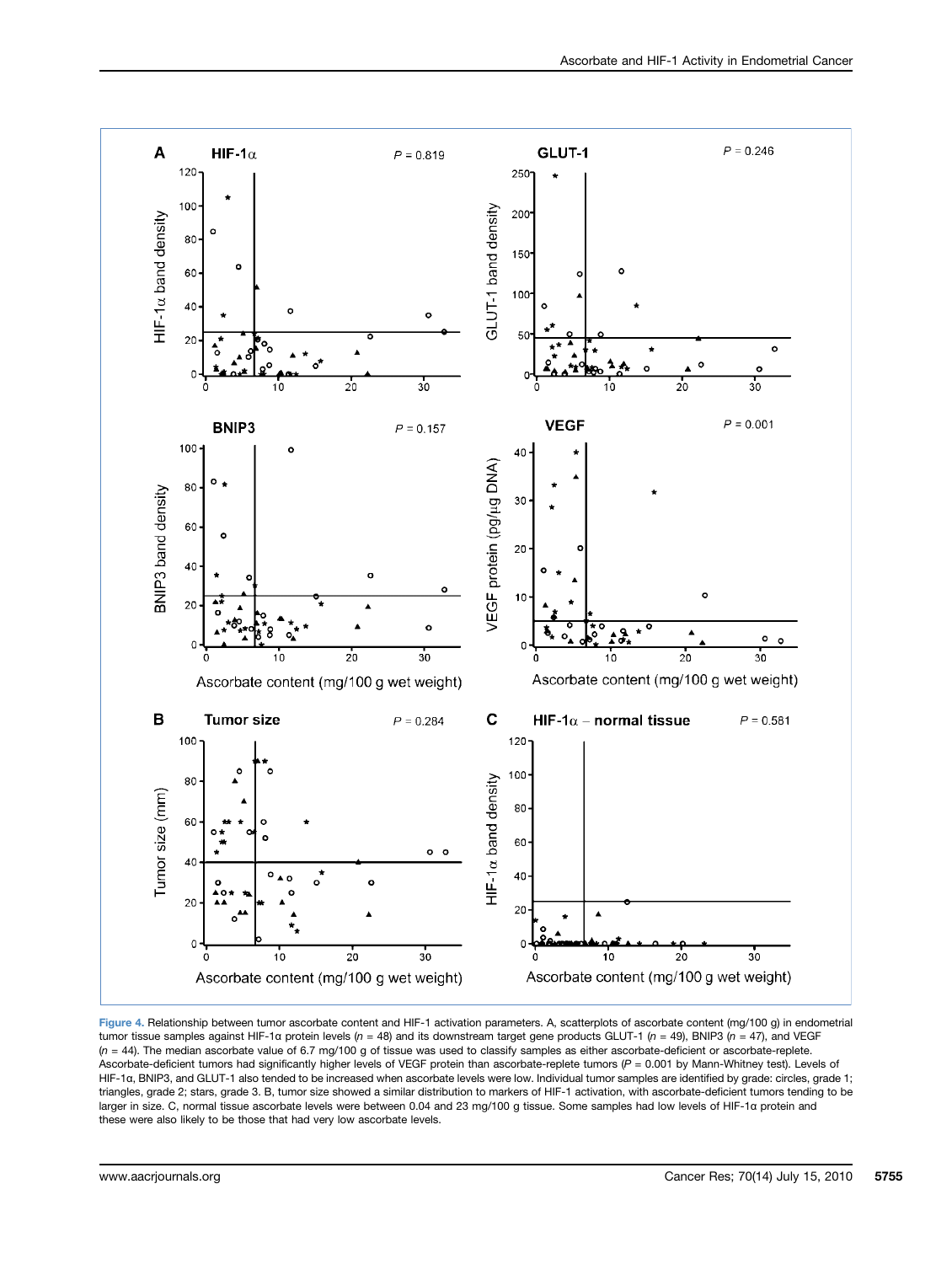A

HIF-1α

P = 0.819

HIF-1α band density

120
100
80
60
40
20
0

0
10
20
30

GLUT-1

P = 0.246

GLUT-1 band density

250
200
150
100
50
0

0
10
20
30

BNIP3

P = 0.157

BNIP3 band density

100
80
60
40
20
0

0
10
20
30

Ascorbate content (mg/100 g wet weight)

VEGF

P = 0.001

VEGF protein (pg/μg DNA)

40
30
20
10
0

0
10
20
30

Ascorbate content (mg/100 g wet weight)

B

Tumor size

P = 0.284

Tumor size (mm)

100
80
60
40
20
0

0
10
20
30

Ascorbate content (mg/100 g wet weight)

C

HIF-1α – normal tissue

P = 0.581

HIF-1α band density

120
100
80
60
40
20
0

0
10
20
30

Ascorbate content (mg/100 g wet weight)

Figure 4. Relationship between tumor ascorbate content and HIF-1 activation parameters. A, scatterplots of ascorbate content (mg/100 g) in endometrial tumor tissue samples against HIF-1α protein levels ($n$ = 48) and its downstream target gene products GLUT-1 ($n$ = 49), BNIP3 ($n$ = 47), and VEGF ($n$ = 44). The median ascorbate value of 6.7 mg/100 g of tissue was used to classify samples as either ascorbate-deficient or ascorbate-replete. Ascorbate-deficient tumors had significantly higher levels of VEGF protein than ascorbate-replete tumors ($P$ = 0.001 by Mann-Whitney test). Levels of HIF-1α, BNIP3, and GLUT-1 also tended to be increased when ascorbate levels were low. Individual tumor samples are identified by grade: circles, grade 1; triangles, grade 2; stars, grade 3. B, tumor size showed a similar distribution to markers of HIF-1 activation, with ascorbate-deficient tumors tending to be larger in size. C, normal tissue ascorbate levels were between 0.04 and 23 mg/100 g tissue. Some samples had low levels of HIF-1α protein and these were also likely to be those that had very low ascorbate levels.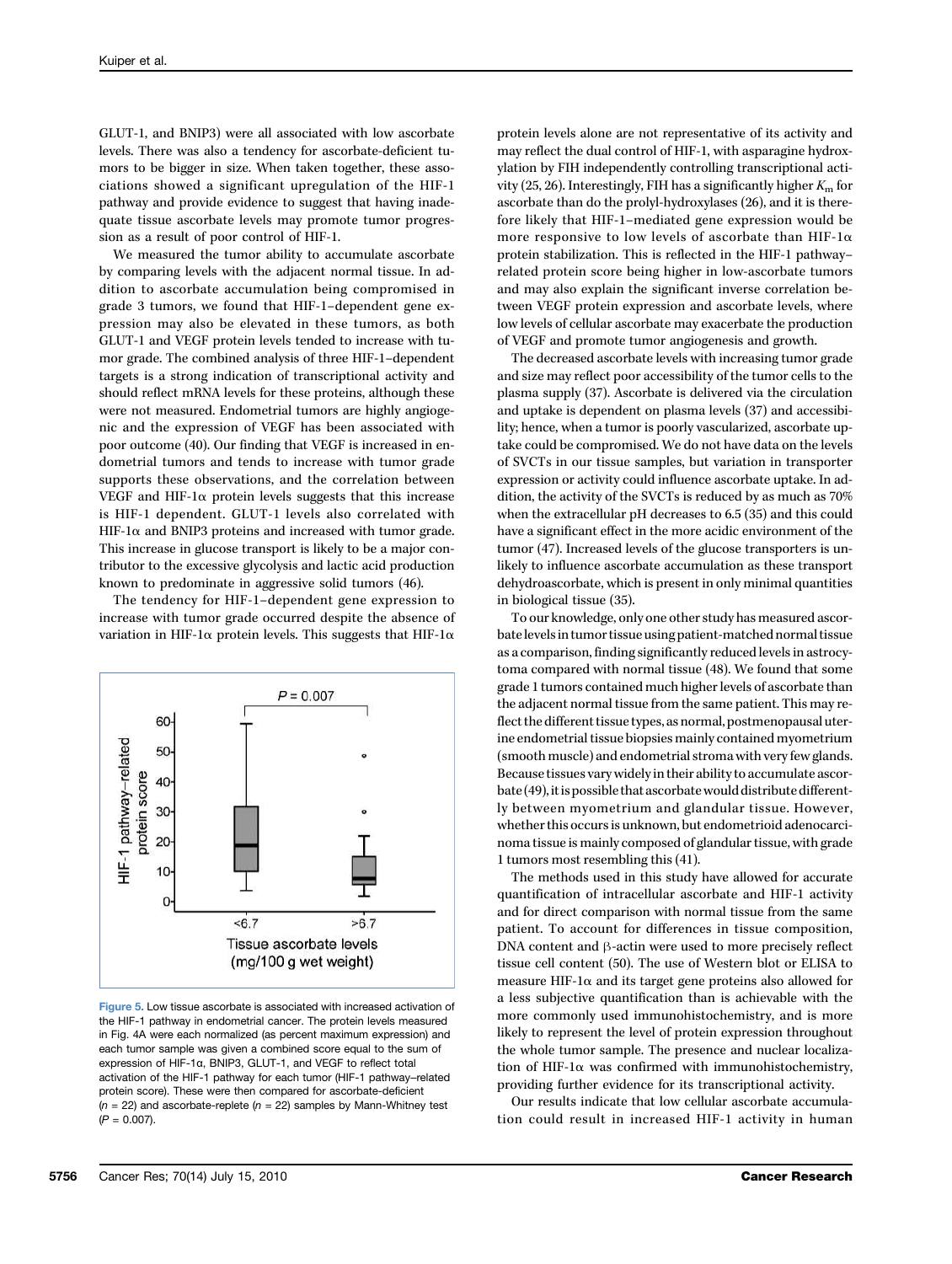GLUT-1, and BNIP3) were all associated with low ascorbate levels. There was also a tendency for ascorbate-deficient tumors to be bigger in size. When taken together, these associations showed a significant upregulation of the HIF-1 pathway and provide evidence to suggest that having inadequate tissue ascorbate levels may promote tumor progression as a result of poor control of HIF-1.

We measured the tumor ability to accumulate ascorbate by comparing levels with the adjacent normal tissue. In addition to ascorbate accumulation being compromised in grade 3 tumors, we found that HIF-1–dependent gene expression may also be elevated in these tumors, as both GLUT-1 and VEGF protein levels tended to increase with tumor grade. The combined analysis of three HIF-1–dependent targets is a strong indication of transcriptional activity and should reflect mRNA levels for these proteins, although these were not measured. Endometrial tumors are highly angiogenic and the expression of VEGF has been associated with poor outcome (40). Our finding that VEGF is increased in endometrial tumors and tends to increase with tumor grade supports these observations, and the correlation between VEGF and HIF-1α protein levels suggests that this increase is HIF-1 dependent. GLUT-1 levels also correlated with HIF-1α and BNIP3 proteins and increased with tumor grade. This increase in glucose transport is likely to be a major contributor to the excessive glycolysis and lactic acid production known to predominate in aggressive solid tumors (46).

The tendency for HIF-1–dependent gene expression to increase with tumor grade occurred despite the absence of variation in HIF-1α protein levels. This suggests that HIF-1α protein levels alone are not representative of its activity and may reflect the dual control of HIF-1, with asparagine hydroxylation by FIH independently controlling transcriptional activity (25, 26). Interestingly, FIH has a significantly higher $K_m$ for ascorbate than do the prolyl-hydroxylases (26), and it is therefore likely that HIF-1–mediated gene expression would be more responsive to low levels of ascorbate than HIF-1α protein stabilization. This is reflected in the HIF-1 pathway–related protein score being higher in low-ascorbate tumors and may also explain the significant inverse correlation between VEGF protein expression and ascorbate levels, where low levels of cellular ascorbate may exacerbate the production of VEGF and promote tumor angiogenesis and growth.

P = 0.007

HIF-1 pathway–related protein score

60
50
40
30
20
10
0

<6.7
>6.7

Tissue ascorbate levels (mg/100 g wet weight)

**Figure 5.** Low tissue ascorbate is associated with increased activation of the HIF-1 pathway in endometrial cancer. The protein levels measured in Fig. 4A were each normalized (as percent maximum expression) and each tumor sample was given a combined score equal to the sum of expression of HIF-1α, BNIP3, GLUT-1, and VEGF to reflect total activation of the HIF-1 pathway for each tumor (HIF-1 pathway–related protein score). These were then compared for ascorbate-deficient ($n = 22$) and ascorbate-replete ($n = 22$) samples by Mann-Whitney test ($P = 0.007$).

The decreased ascorbate levels with increasing tumor grade and size may reflect poor accessibility of the tumor cells to the plasma supply (37). Ascorbate is delivered via the circulation and uptake is dependent on plasma levels (37) and accessibility; hence, when a tumor is poorly vascularized, ascorbate uptake could be compromised. We do not have data on the levels of SVCTs in our tissue samples, but variation in transporter expression or activity could influence ascorbate uptake. In addition, the activity of the SVCTs is reduced by as much as 70% when the extracellular pH decreases to 6.5 (35) and this could have a significant effect in the more acidic environment of the tumor (47). Increased levels of the glucose transporters is unlikely to influence ascorbate accumulation as these transport dehydroascorbate, which is present in only minimal quantities in biological tissue (35).

To our knowledge, only one other study has measured ascorbate levels in tumor tissue using patient-matched normal tissue as a comparison, finding significantly reduced levels in astrocytoma compared with normal tissue (48). We found that some grade 1 tumors contained much higher levels of ascorbate than the adjacent normal tissue from the same patient. This may reflect the different tissue types, as normal, postmenopausal uterine endometrial tissue biopsies mainly contained myometrium (smooth muscle) and endometrial stroma with very few glands. Because tissues vary widely in their ability to accumulate ascorbate (49), it is possible that ascorbate would distribute differently between myometrium and glandular tissue. However, whether this occurs is unknown, but endometrioid adenocarcinoma tissue is mainly composed of glandular tissue, with grade 1 tumors most resembling this (41).

The methods used in this study have allowed for accurate quantification of intracellular ascorbate and HIF-1 activity and for direct comparison with normal tissue from the same patient. To account for differences in tissue composition, DNA content and β-actin were used to more precisely reflect tissue cell content (50). The use of Western blot or ELISA to measure HIF-1α and its target gene proteins also allowed for a less subjective quantification than is achievable with the more commonly used immunohistochemistry, and is more likely to represent the level of protein expression throughout the whole tumor sample. The presence and nuclear localization of HIF-1α was confirmed with immunohistochemistry, providing further evidence for its transcriptional activity.

Our results indicate that low cellular ascorbate accumulation could result in increased HIF-1 activity in human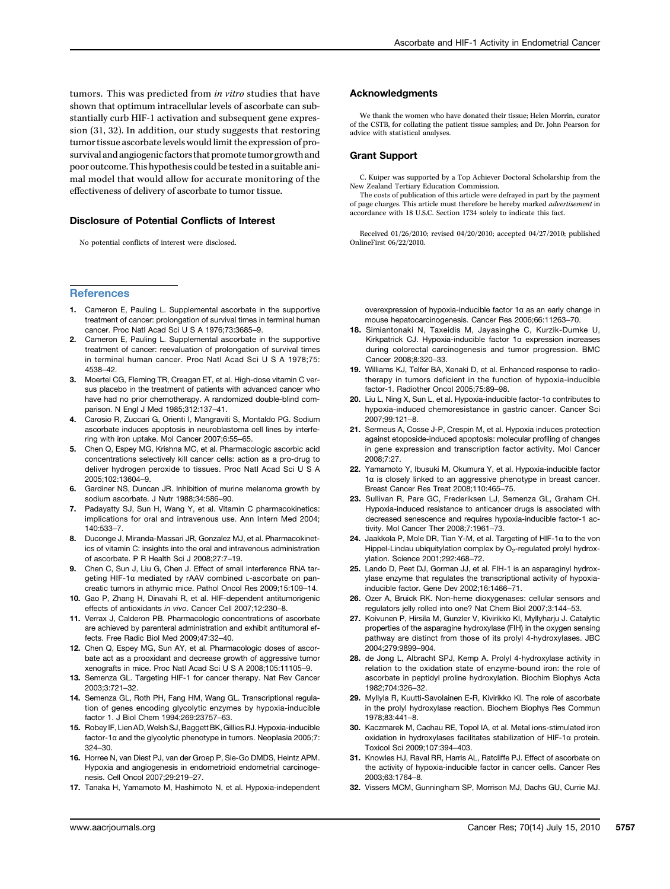tumors. This was predicted from *in vitro* studies that have shown that optimum intracellular levels of ascorbate can substantially curb HIF-1 activation and subsequent gene expression (31, 32). In addition, our study suggests that restoring tumor tissue ascorbate levels would limit the expression of pro-survival and angiogenic factors that promote tumor growth and poor outcome. This hypothesis could be tested in a suitable animal model that would allow for accurate monitoring of the effectiveness of delivery of ascorbate to tumor tissue.

### Disclosure of Potential Conflicts of Interest

No potential conflicts of interest were disclosed.

### Acknowledgments

We thank the women who have donated their tissue; Helen Morrin, curator of the CSTB, for collating the patient tissue samples; and Dr. John Pearson for advice with statistical analyses.

### Grant Support

C. Kuiper was supported by a Top Achiever Doctoral Scholarship from the New Zealand Tertiary Education Commission.

The costs of publication of this article were defrayed in part by the payment of page charges. This article must therefore be hereby marked *advertisement* in accordance with 18 U.S.C. Section 1734 solely to indicate this fact.

Received 01/26/2010; revised 04/20/2010; accepted 04/27/2010; published OnlineFirst 06/22/2010.

## References

1. Cameron E, Pauling L. Supplemental ascorbate in the supportive treatment of cancer: prolongation of survival times in terminal human cancer. Proc Natl Acad Sci U S A 1976;73:3685–9.
2. Cameron E, Pauling L. Supplemental ascorbate in the supportive treatment of cancer: reevaluation of prolongation of survival times in terminal human cancer. Proc Natl Acad Sci U S A 1978;75: 4538–42.
3. Moertel CG, Fleming TR, Creagan ET, et al. High-dose vitamin C versus placebo in the treatment of patients with advanced cancer who have had no prior chemotherapy. A randomized double-blind comparison. N Engl J Med 1985;312:137–41.
4. Carosio R, Zuccari G, Orienti I, Mangraviti S, Montaldo PG. Sodium ascorbate induces apoptosis in neuroblastoma cell lines by interfering with iron uptake. Mol Cancer 2007;6:55–65.
5. Chen Q, Espey MG, Krishna MC, et al. Pharmacologic ascorbic acid concentrations selectively kill cancer cells: action as a pro-drug to deliver hydrogen peroxide to tissues. Proc Natl Acad Sci U S A 2005;102:13604–9.
6. Gardiner NS, Duncan JR. Inhibition of murine melanoma growth by sodium ascorbate. J Nutr 1988;34:586–90.
7. Padayatty SJ, Sun H, Wang Y, et al. Vitamin C pharmacokinetics: implications for oral and intravenous use. Ann Intern Med 2004; 140:533–7.
8. Duconge J, Miranda-Massari JR, Gonzalez MJ, et al. Pharmacokinetics of vitamin C: insights into the oral and intravenous administration of ascorbate. P R Health Sci J 2008;27:7–19.
9. Chen C, Sun J, Liu G, Chen J. Effect of small interference RNA targeting HIF-1α mediated by rAAV combined L-ascorbate on pancreatic tumors in athymic mice. Pathol Oncol Res 2009;15:109–14.
10. Gao P, Zhang H, Dinavahi R, et al. HIF-dependent antitumorigenic effects of antioxidants *in vivo*. Cancer Cell 2007;12:230–8.
11. Verrax J, Calderon PB. Pharmacologic concentrations of ascorbate are achieved by parenteral administration and exhibit antitumoral effects. Free Radic Biol Med 2009;47:32–40.
12. Chen Q, Espey MG, Sun AY, et al. Pharmacologic doses of ascorbate act as a prooxidant and decrease growth of aggressive tumor xenografts in mice. Proc Natl Acad Sci U S A 2008;105:11105–9.
13. Semenza GL. Targeting HIF-1 for cancer therapy. Nat Rev Cancer 2003;3:721–32.
14. Semenza GL, Roth PH, Fang HM, Wang GL. Transcriptional regulation of genes encoding glycolytic enzymes by hypoxia-inducible factor 1. J Biol Chem 1994;269:23757–63.
15. Robey IF, Lien AD, Welsh SJ, Baggett BK, Gillies RJ. Hypoxia-inducible factor-1α and the glycolytic phenotype in tumors. Neoplasia 2005;7: 324–30.
16. Horree N, van Diest PJ, van der Groep P, Sie-Go DMDS, Heintz APM. Hypoxia and angiogenesis in endometrioid endometrial carcinogenesis. Cell Oncol 2007;29:219–27.
17. Tanaka H, Yamamoto M, Hashimoto N, et al. Hypoxia-independent overexpression of hypoxia-inducible factor 1α as an early change in mouse hepatocarcinogenesis. Cancer Res 2006;66:11263–70.
18. Simiantonaki N, Taxeidis M, Jayasinghe C, Kurzik-Dumke U, Kirkpatrick CJ. Hypoxia-inducible factor 1α expression increases during colorectal carcinogenesis and tumor progression. BMC Cancer 2008;8:320–33.
19. Williams KJ, Telfer BA, Xenaki D, et al. Enhanced response to radiotherapy in tumors deficient in the function of hypoxia-inducible factor-1. Radiother Oncol 2005;75:89–98.
20. Liu L, Ning X, Sun L, et al. Hypoxia-inducible factor-1α contributes to hypoxia-induced chemoresistance in gastric cancer. Cancer Sci 2007;99:121–8.
21. Sermeus A, Cosse J-P, Crespin M, et al. Hypoxia induces protection against etoposide-induced apoptosis: molecular profiling of changes in gene expression and transcription factor activity. Mol Cancer 2008;7:27.
22. Yamamoto Y, Ibusuki M, Okumura Y, et al. Hypoxia-inducible factor 1α is closely linked to an aggressive phenotype in breast cancer. Breast Cancer Res Treat 2008;110:465–75.
23. Sullivan R, Pare GC, Frederiksen LJ, Semenza GL, Graham CH. Hypoxia-induced resistance to anticancer drugs is associated with decreased senescence and requires hypoxia-inducible factor-1 activity. Mol Cancer Ther 2008;7:1961–73.
24. Jaakkola P, Mole DR, Tian Y-M, et al. Targeting of HIF-1α to the von Hippel-Lindau ubiquitylation complex by $O_2$-regulated prolyl hydroxylation. Science 2001;292:468–72.
25. Lando D, Peet DJ, Gorman JJ, et al. FIH-1 is an asparaginyl hydroxylase enzyme that regulates the transcriptional activity of hypoxia-inducible factor. Gene Dev 2002;16:1466–71.
26. Ozer A, Bruick RK. Non-heme dioxygenases: cellular sensors and regulators jelly rolled into one? Nat Chem Biol 2007;3:144–53.
27. Koivunen P, Hirsila M, Gunzler V, Kivirikko KI, Myllyharju J. Catalytic properties of the asparagine hydroxylase (FIH) in the oxygen sensing pathway are distinct from those of its prolyl 4-hydroxylases. JBC 2004;279:9899–904.
28. de Jong L, Albracht SPJ, Kemp A. Prolyl 4-hydroxylase activity in relation to the oxidation state of enzyme-bound iron: the role of ascorbate in peptidyl proline hydroxylation. Biochim Biophys Acta 1982;704:326–32.
29. Myllyla R, Kuutti-Savolainen E-R, Kivirikko KI. The role of ascorbate in the prolyl hydroxylase reaction. Biochem Biophys Res Commun 1978;83:441–8.
30. Kaczmarek M, Cachau RE, Topol IA, et al. Metal ions-stimulated iron oxidation in hydroxylases facilitates stabilization of HIF-1α protein. Toxicol Sci 2009;107:394–403.
31. Knowles HJ, Raval RR, Harris AL, Ratcliffe PJ. Effect of ascorbate on the activity of hypoxia-inducible factor in cancer cells. Cancer Res 2003;63:1764–8.
32. Vissers MCM, Gunningham SP, Morrison MJ, Dachs GU, Currie MJ.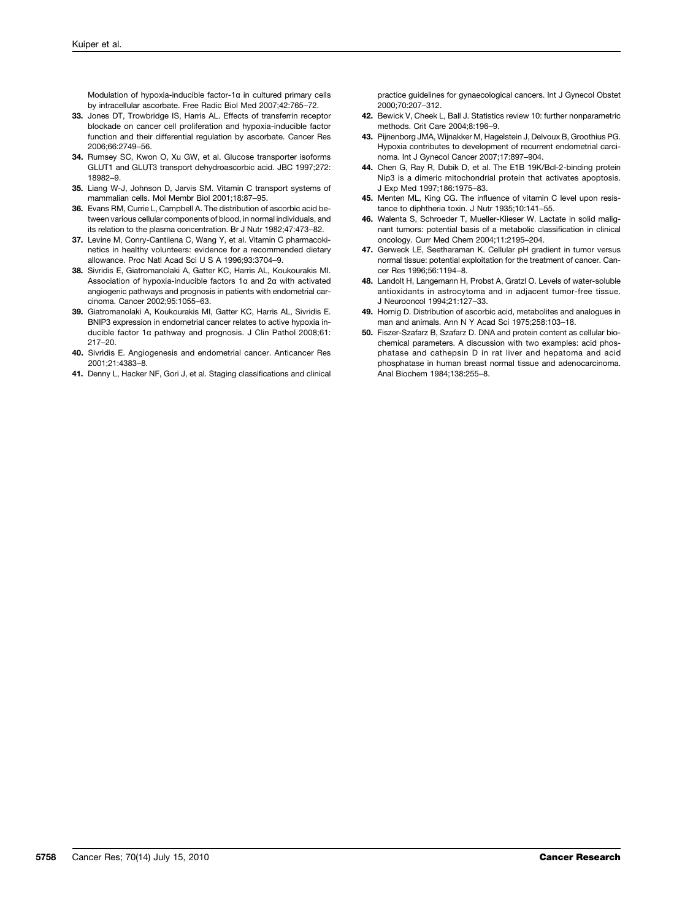Modulation of hypoxia-inducible factor-1α in cultured primary cells by intracellular ascorbate. Free Radic Biol Med 2007;42:765–72.

33. Jones DT, Trowbridge IS, Harris AL. Effects of transferrin receptor blockade on cancer cell proliferation and hypoxia-inducible factor function and their differential regulation by ascorbate. Cancer Res 2006;66:2749–56.
34. Rumsey SC, Kwon O, Xu GW, et al. Glucose transporter isoforms GLUT1 and GLUT3 transport dehydroascorbic acid. JBC 1997;272: 18982–9.
35. Liang W-J, Johnson D, Jarvis SM. Vitamin C transport systems of mammalian cells. Mol Membr Biol 2001;18:87–95.
36. Evans RM, Currie L, Campbell A. The distribution of ascorbic acid between various cellular components of blood, in normal individuals, and its relation to the plasma concentration. Br J Nutr 1982;47:473–82.
37. Levine M, Conry-Cantilena C, Wang Y, et al. Vitamin C pharmacokinetics in healthy volunteers: evidence for a recommended dietary allowance. Proc Natl Acad Sci U S A 1996;93:3704–9.
38. Sivridis E, Giatromanolaki A, Gatter KC, Harris AL, Koukourakis MI. Association of hypoxia-inducible factors 1α and 2α with activated angiogenic pathways and prognosis in patients with endometrial carcinoma. Cancer 2002;95:1055–63.
39. Giatromanolaki A, Koukourakis MI, Gatter KC, Harris AL, Sivridis E. BNIP3 expression in endometrial cancer relates to active hypoxia inducible factor 1α pathway and prognosis. J Clin Pathol 2008;61: 217–20.
40. Sivridis E. Angiogenesis and endometrial cancer. Anticancer Res 2001;21:4383–8.
41. Denny L, Hacker NF, Gori J, et al. Staging classifications and clinical practice guidelines for gynaecological cancers. Int J Gynecol Obstet 2000;70:207–312.
42. Bewick V, Cheek L, Ball J. Statistics review 10: further nonparametric methods. Crit Care 2004;8:196–9.
43. Pijnenborg JMA, Wijnakker M, Hagelstein J, Delvoux B, Groothius PG. Hypoxia contributes to development of recurrent endometrial carcinoma. Int J Gynecol Cancer 2007;17:897–904.
44. Chen G, Ray R, Dubik D, et al. The E1B 19K/Bcl-2-binding protein Nip3 is a dimeric mitochondrial protein that activates apoptosis. J Exp Med 1997;186:1975–83.
45. Menten ML, King CG. The influence of vitamin C level upon resistance to diphtheria toxin. J Nutr 1935;10:141–55.
46. Walenta S, Schroeder T, Mueller-Klieser W. Lactate in solid malignant tumors: potential basis of a metabolic classification in clinical oncology. Curr Med Chem 2004;11:2195–204.
47. Gerweck LE, Seetharaman K. Cellular pH gradient in tumor versus normal tissue: potential exploitation for the treatment of cancer. Cancer Res 1996;56:1194–8.
48. Landolt H, Langemann H, Probst A, Gratzl O. Levels of water-soluble antioxidants in astrocytoma and in adjacent tumor-free tissue. J Neurooncol 1994;21:127–33.
49. Hornig D. Distribution of ascorbic acid, metabolites and analogues in man and animals. Ann N Y Acad Sci 1975;258:103–18.
50. Fiszer-Szafarz B, Szafarz D. DNA and protein content as cellular biochemical parameters. A discussion with two examples: acid phosphatase and cathepsin D in rat liver and hepatoma and acid phosphatase in human breast normal tissue and adenocarcinoma. Anal Biochem 1984;138:255–8.